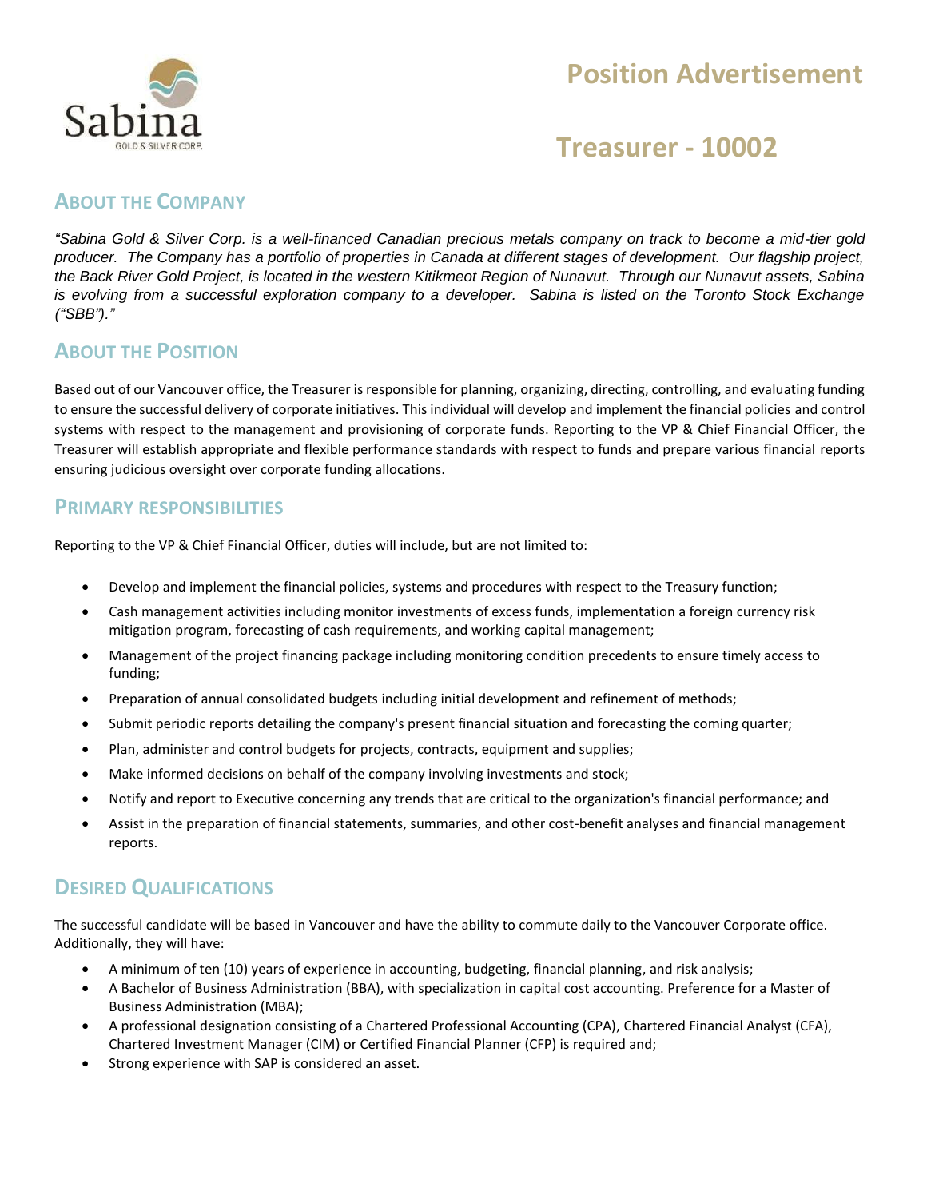# Position Advertisement

# Treasurer - 10002

## About the Company

*"Sabina Gold & Silver Corp. is a well-financed Canadian precious metals company on track to become a mid-tier gold producer. The Company has a portfolio of properties in Canada at different stages of development. Our flagship project, the Back River Gold Project, is located in the western Kitikmeot Region of Nunavut. Through our Nunavut assets, Sabina is evolving from a successful exploration company to a developer. Sabina is listed on the Toronto Stock Exchange ("SBB")."*

## About the Position

Based out of our Vancouver office, the Treasurer is responsible for planning, organizing, directing, controlling, and evaluating funding to ensure the successful delivery of corporate initiatives. This individual will develop and implement the financial policies and control systems with respect to the management and provisioning of corporate funds. Reporting to the VP & Chief Financial Officer, the Treasurer will establish appropriate and flexible performance standards with respect to funds and prepare various financial reports ensuring judicious oversight over corporate funding allocations.

## Primary Responsibilities

Reporting to the VP & Chief Financial Officer, duties will include, but are not limited to:

- Develop and implement the financial policies, systems and procedures with respect to the Treasury function;
- Cash management activities including monitor investments of excess funds, implementation a foreign currency risk mitigation program, forecasting of cash requirements, and working capital management;
- Management of the project financing package including monitoring condition precedents to ensure timely access to funding;
- Preparation of annual consolidated budgets including initial development and refinement of methods;
- Submit periodic reports detailing the company's present financial situation and forecasting the coming quarter;
- Plan, administer and control budgets for projects, contracts, equipment and supplies;
- Make informed decisions on behalf of the company involving investments and stock;
- Notify and report to Executive concerning any trends that are critical to the organization's financial performance; and
- Assist in the preparation of financial statements, summaries, and other cost-benefit analyses and financial management reports.

## Desired Qualifications

The successful candidate will be based in Vancouver and have the ability to commute daily to the Vancouver Corporate office. Additionally, they will have:

- A minimum of ten (10) years of experience in accounting, budgeting, financial planning, and risk analysis;
- A Bachelor of Business Administration (BBA), with specialization in capital cost accounting. Preference for a Master of Business Administration (MBA);
- A professional designation consisting of a Chartered Professional Accounting (CPA), Chartered Financial Analyst (CFA), Chartered Investment Manager (CIM) or Certified Financial Planner (CFP) is required and;
- Strong experience with SAP is considered an asset.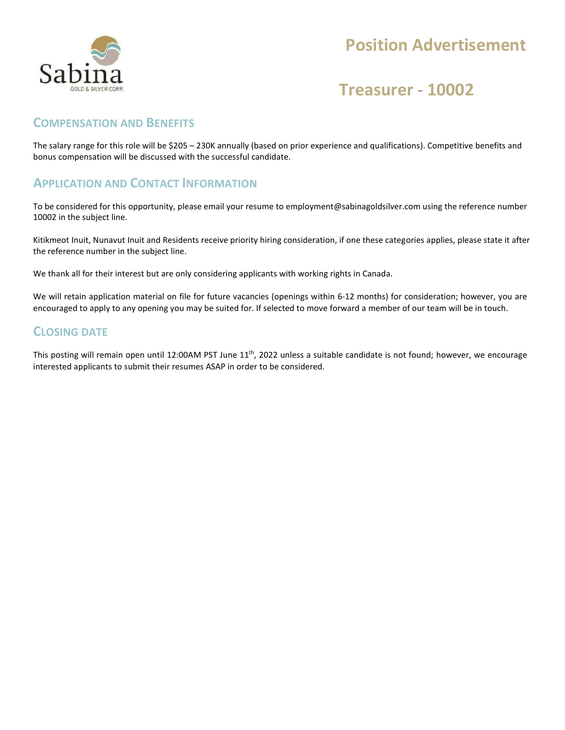# Position Advertisement

# Treasurer - 10002

## Compensation and Benefits

The salary range for this role will be $205 – 230K annually (based on prior experience and qualifications). Competitive benefits and bonus compensation will be discussed with the successful candidate.

## Application and Contact Information

To be considered for this opportunity, please email your resume to employment@sabinagoldsilver.com using the reference number 10002 in the subject line.

Kitikmeot Inuit, Nunavut Inuit and Residents receive priority hiring consideration, if one these categories applies, please state it after the reference number in the subject line.

We thank all for their interest but are only considering applicants with working rights in Canada.

We will retain application material on file for future vacancies (openings within 6-12 months) for consideration; however, you are encouraged to apply to any opening you may be suited for. If selected to move forward a member of our team will be in touch.

## Closing Date

This posting will remain open until 12:00AM PST June 11th, 2022 unless a suitable candidate is not found; however, we encourage interested applicants to submit their resumes ASAP in order to be considered.